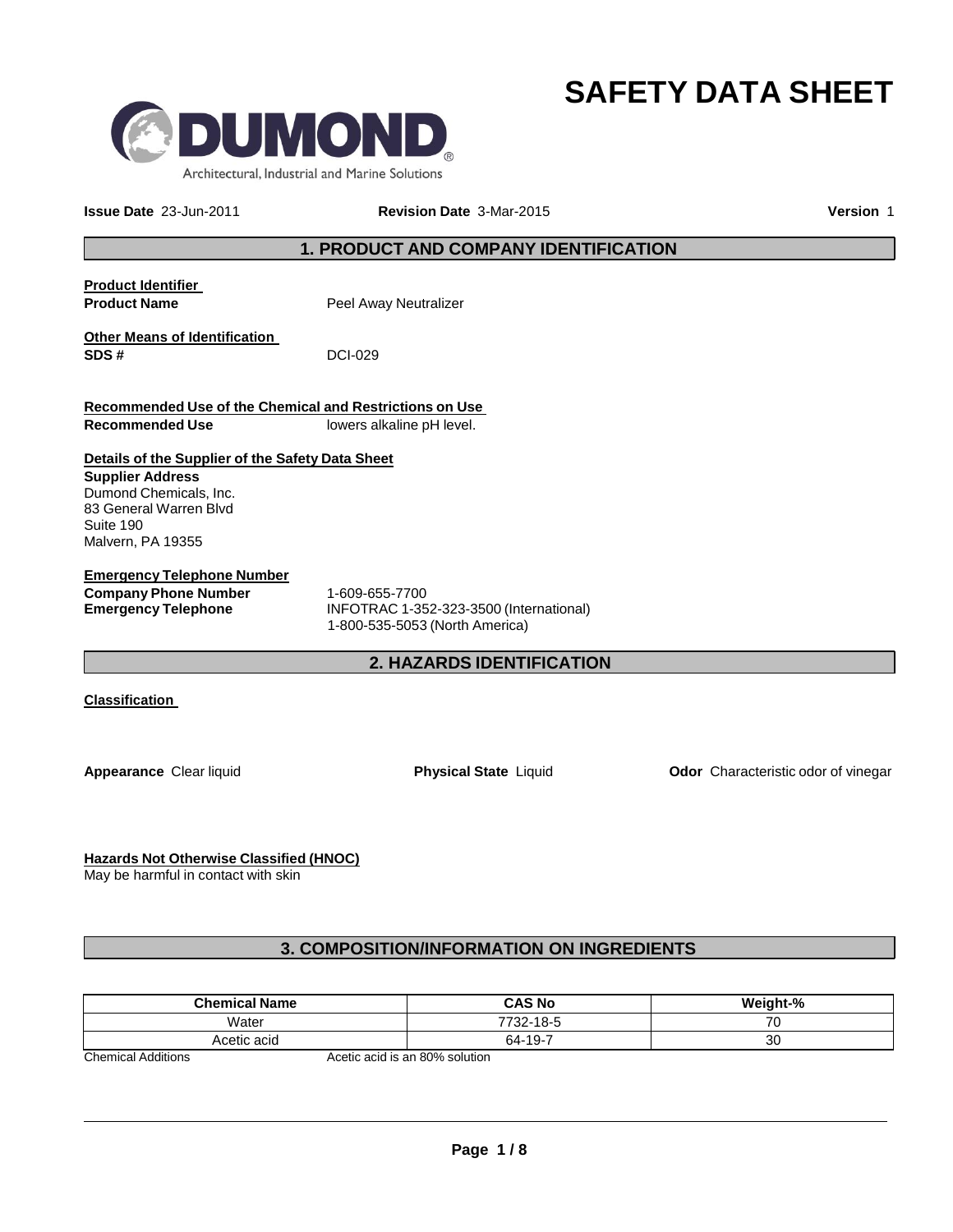# SAFETY DATA SHEET

DUMOND®
Architectural, Industrial and Marine Solutions

**Issue Date** 23-Jun-2011 **Revision Date** 3-Mar-2015 **Version** 1

## 1. PRODUCT AND COMPANY IDENTIFICATION

**Product Identifier**
**Product Name** Peel Away Neutralizer

**Other Means of Identification**
**SDS #** DCI-029

**Recommended Use of the Chemical and Restrictions on Use**
**Recommended Use** lowers alkaline pH level.

**Details of the Supplier of the Safety Data Sheet**
**Supplier Address**
Dumond Chemicals, Inc.
83 General Warren Blvd
Suite 190
Malvern, PA 19355

**Emergency Telephone Number**
**Company Phone Number** 1-609-655-7700
**Emergency Telephone** INFOTRAC 1-352-323-3500 (International)
1-800-535-5053 (North America)

## 2. HAZARDS IDENTIFICATION

**Classification**

**Appearance** Clear liquid **Physical State** Liquid **Odor** Characteristic odor of vinegar

**Hazards Not Otherwise Classified (HNOC)**
May be harmful in contact with skin

## 3. COMPOSITION/INFORMATION ON INGREDIENTS

| Chemical Name | CAS No | Weight-% |
|---|---|---|
| Water | 7732-18-5 | 70 |
| Acetic acid | 64-19-7 | 30 |

Chemical Additions Acetic acid is an 80% solution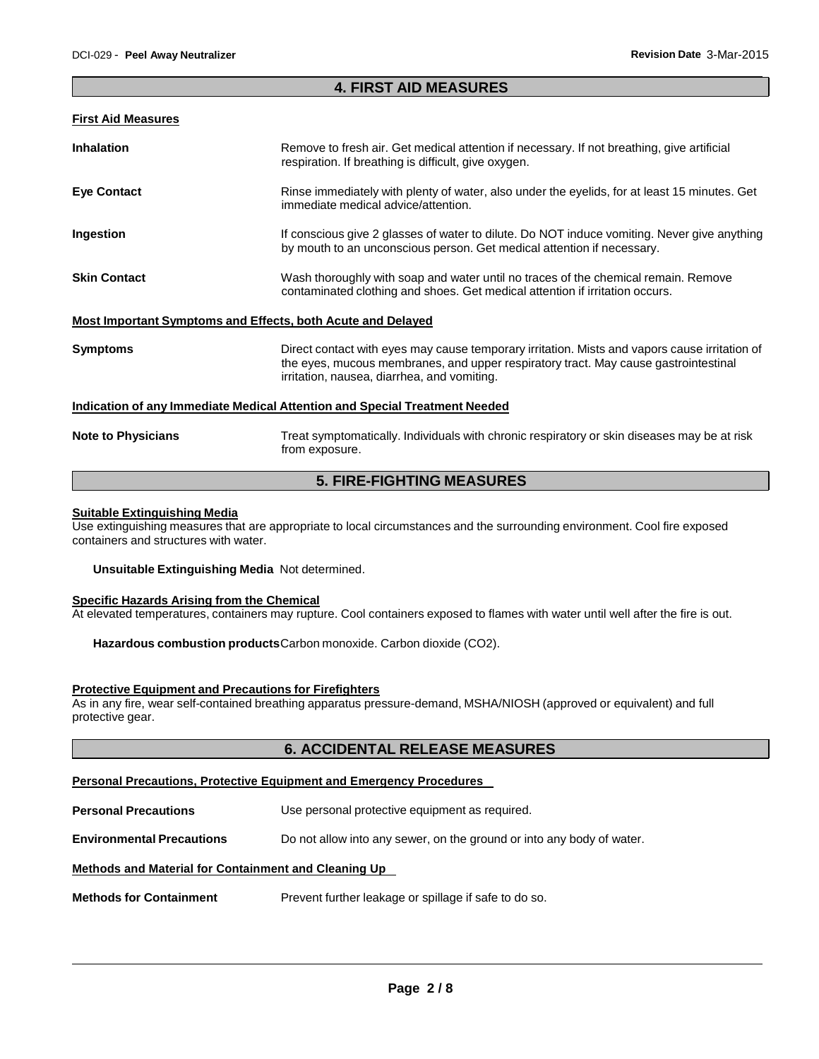## 4. FIRST AID MEASURES

### First Aid Measures

**Inhalation** Remove to fresh air. Get medical attention if necessary. If not breathing, give artificial respiration. If breathing is difficult, give oxygen.

**Eye Contact** Rinse immediately with plenty of water, also under the eyelids, for at least 15 minutes. Get immediate medical advice/attention.

**Ingestion** If conscious give 2 glasses of water to dilute. Do NOT induce vomiting. Never give anything by mouth to an unconscious person. Get medical attention if necessary.

**Skin Contact** Wash thoroughly with soap and water until no traces of the chemical remain. Remove contaminated clothing and shoes. Get medical attention if irritation occurs.

### Most Important Symptoms and Effects, both Acute and Delayed

**Symptoms** Direct contact with eyes may cause temporary irritation. Mists and vapors cause irritation of the eyes, mucous membranes, and upper respiratory tract. May cause gastrointestinal irritation, nausea, diarrhea, and vomiting.

### Indication of any Immediate Medical Attention and Special Treatment Needed

**Note to Physicians** Treat symptomatically. Individuals with chronic respiratory or skin diseases may be at risk from exposure.

## 5. FIRE-FIGHTING MEASURES

### Suitable Extinguishing Media

Use extinguishing measures that are appropriate to local circumstances and the surrounding environment. Cool fire exposed containers and structures with water.

**Unsuitable Extinguishing Media** Not determined.

### Specific Hazards Arising from the Chemical

At elevated temperatures, containers may rupture. Cool containers exposed to flames with water until well after the fire is out.

**Hazardous combustion products** Carbon monoxide. Carbon dioxide ($CO_2$).

### Protective Equipment and Precautions for Firefighters

As in any fire, wear self-contained breathing apparatus pressure-demand, MSHA/NIOSH (approved or equivalent) and full protective gear.

## 6. ACCIDENTAL RELEASE MEASURES

### Personal Precautions, Protective Equipment and Emergency Procedures

**Personal Precautions** Use personal protective equipment as required.

**Environmental Precautions** Do not allow into any sewer, on the ground or into any body of water.

### Methods and Material for Containment and Cleaning Up

**Methods for Containment** Prevent further leakage or spillage if safe to do so.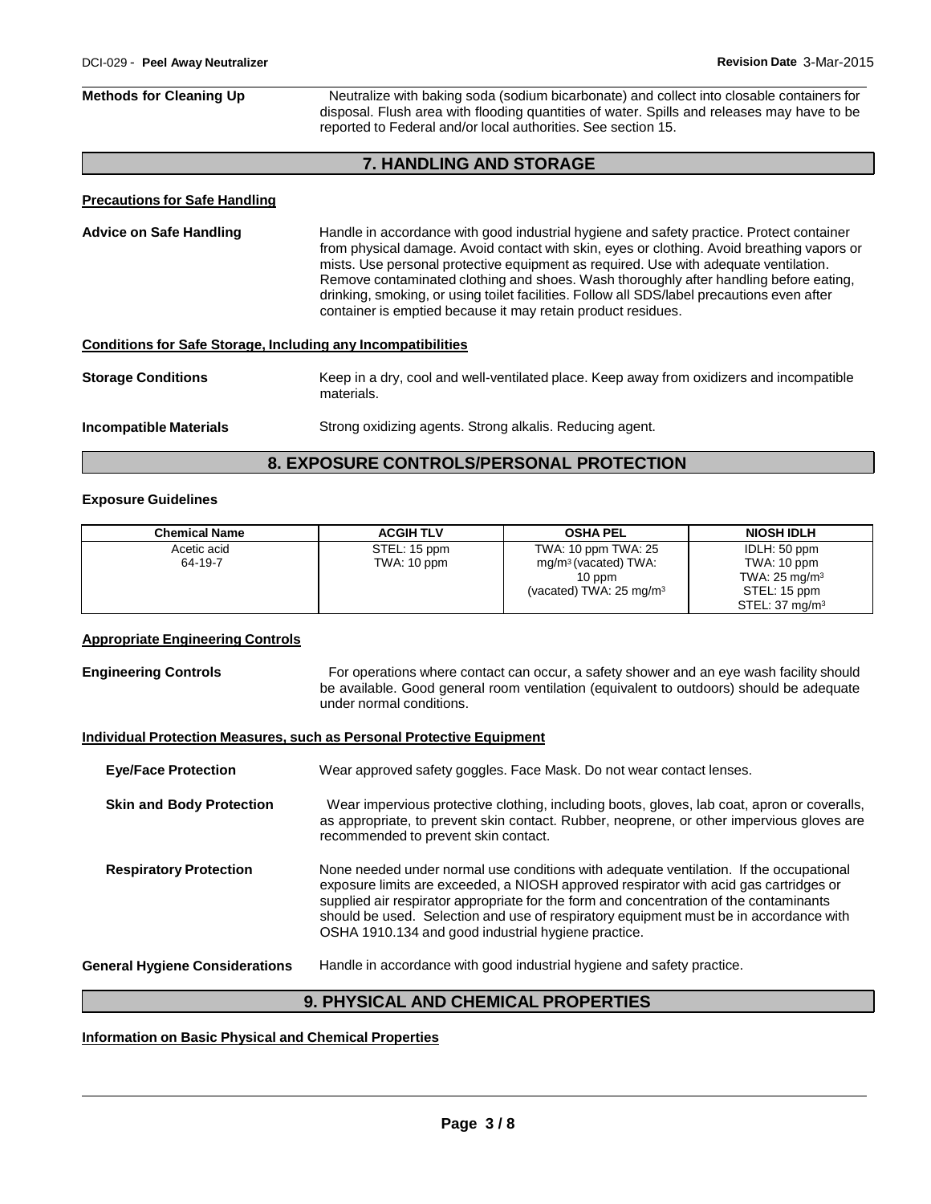**Methods for Cleaning Up** Neutralize with baking soda (sodium bicarbonate) and collect into closable containers for disposal. Flush area with flooding quantities of water. Spills and releases may have to be reported to Federal and/or local authorities. See section 15.

## 7. HANDLING AND STORAGE

### Precautions for Safe Handling

**Advice on Safe Handling** Handle in accordance with good industrial hygiene and safety practice. Protect container from physical damage. Avoid contact with skin, eyes or clothing. Avoid breathing vapors or mists. Use personal protective equipment as required. Use with adequate ventilation. Remove contaminated clothing and shoes. Wash thoroughly after handling before eating, drinking, smoking, or using toilet facilities. Follow all SDS/label precautions even after container is emptied because it may retain product residues.

### Conditions for Safe Storage, Including any Incompatibilities

**Storage Conditions** Keep in a dry, cool and well-ventilated place. Keep away from oxidizers and incompatible materials.

**Incompatible Materials** Strong oxidizing agents. Strong alkalis. Reducing agent.

## 8. EXPOSURE CONTROLS/PERSONAL PROTECTION

### Exposure Guidelines

| Chemical Name | ACGIH TLV | OSHA PEL | NIOSH IDLH |
|---|---|---|---|
| Acetic acid<br>64-19-7 | STEL: 15 ppm<br>TWA: 10 ppm | TWA: 10 ppm TWA: 25 mg/m³ (vacated) TWA: 10 ppm<br>(vacated) TWA: 25 mg/m³ | IDLH: 50 ppm<br>TWA: 10 ppm<br>TWA: 25 mg/m³<br>STEL: 15 ppm<br>STEL: 37 mg/m³ |

### Appropriate Engineering Controls

**Engineering Controls** For operations where contact can occur, a safety shower and an eye wash facility should be available. Good general room ventilation (equivalent to outdoors) should be adequate under normal conditions.

### Individual Protection Measures, such as Personal Protective Equipment

**Eye/Face Protection** Wear approved safety goggles. Face Mask. Do not wear contact lenses.

**Skin and Body Protection** Wear impervious protective clothing, including boots, gloves, lab coat, apron or coveralls, as appropriate, to prevent skin contact. Rubber, neoprene, or other impervious gloves are recommended to prevent skin contact.

**Respiratory Protection** None needed under normal use conditions with adequate ventilation. If the occupational exposure limits are exceeded, a NIOSH approved respirator with acid gas cartridges or supplied air respirator appropriate for the form and concentration of the contaminants should be used. Selection and use of respiratory equipment must be in accordance with OSHA 1910.134 and good industrial hygiene practice.

**General Hygiene Considerations** Handle in accordance with good industrial hygiene and safety practice.

## 9. PHYSICAL AND CHEMICAL PROPERTIES

### Information on Basic Physical and Chemical Properties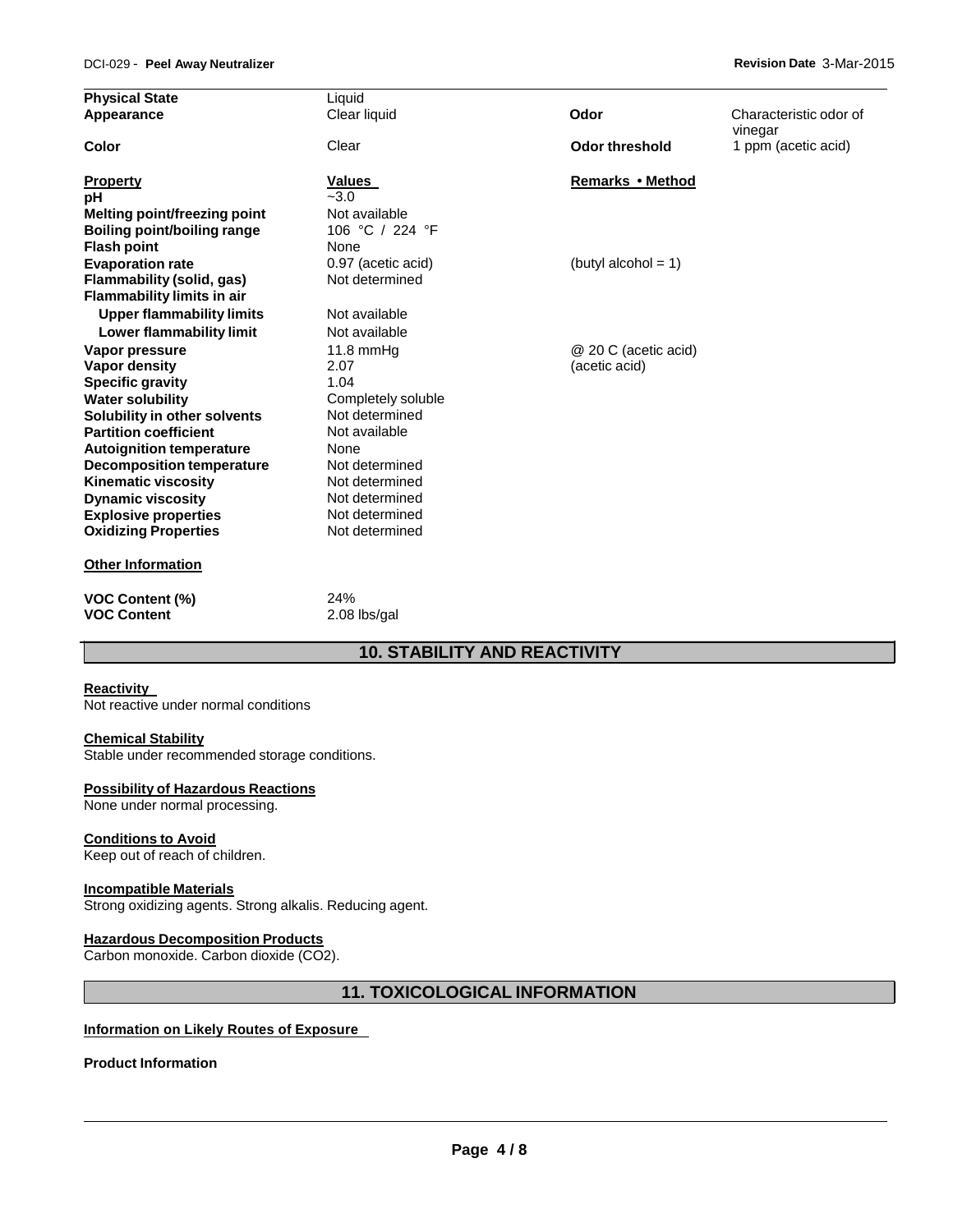| | | | |
|---|---|---|---|
| **Physical State** | Liquid | | |
| **Appearance** | Clear liquid | **Odor** | Characteristic odor of vinegar |
| **Color** | Clear | **Odor threshold** | 1 ppm (acetic acid) |

| **Property** | **Values** | **Remarks • Method** |
|---|---|---|
| **pH** | ~3.0 | |
| **Melting point/freezing point** | Not available | |
| **Boiling point/boiling range** | 106 °C / 224 °F | |
| **Flash point** | None | |
| **Evaporation rate** | 0.97 (acetic acid) | (butyl alcohol = 1) |
| **Flammability (solid, gas)** | Not determined | |
| **Flammability limits in air** | | |
| **Upper flammability limits** | Not available | |
| **Lower flammability limit** | Not available | |
| **Vapor pressure** | 11.8 mmHg | @ 20 C (acetic acid) |
| **Vapor density** | 2.07 | (acetic acid) |
| **Specific gravity** | 1.04 | |
| **Water solubility** | Completely soluble | |
| **Solubility in other solvents** | Not determined | |
| **Partition coefficient** | Not available | |
| **Autoignition temperature** | None | |
| **Decomposition temperature** | Not determined | |
| **Kinematic viscosity** | Not determined | |
| **Dynamic viscosity** | Not determined | |
| **Explosive properties** | Not determined | |
| **Oxidizing Properties** | Not determined | |

**Other Information**

| | |
|---|---|
| **VOC Content (%)** | 24% |
| **VOC Content** | 2.08 lbs/gal |

## 10. STABILITY AND REACTIVITY

**Reactivity**

Not reactive under normal conditions

**Chemical Stability**

Stable under recommended storage conditions.

**Possibility of Hazardous Reactions**

None under normal processing.

**Conditions to Avoid**

Keep out of reach of children.

**Incompatible Materials**

Strong oxidizing agents. Strong alkalis. Reducing agent.

**Hazardous Decomposition Products**

Carbon monoxide. Carbon dioxide ($CO_2$).

## 11. TOXICOLOGICAL INFORMATION

**Information on Likely Routes of Exposure**

**Product Information**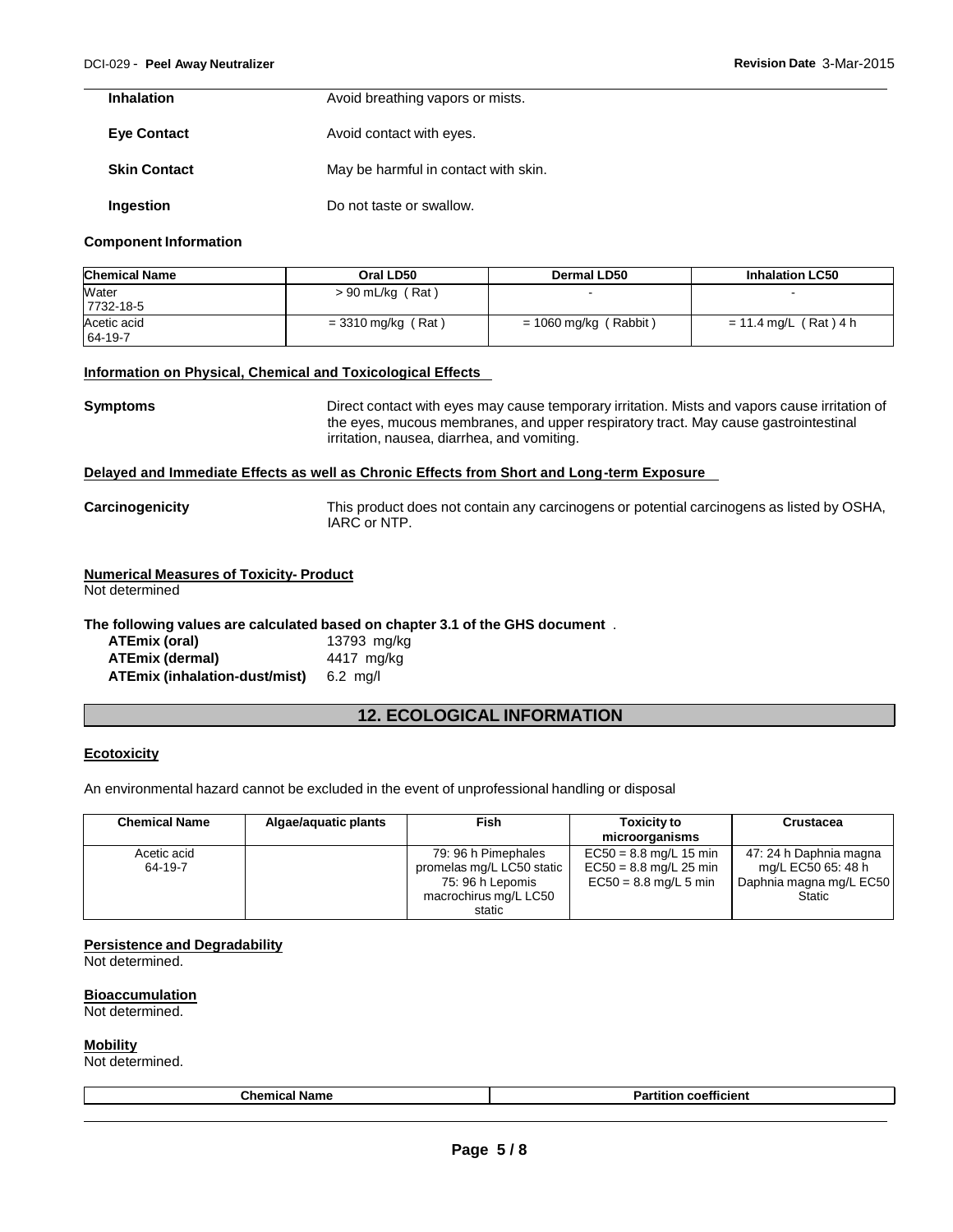| | |
|---|---|
| **Inhalation** | Avoid breathing vapors or mists. |
| **Eye Contact** | Avoid contact with eyes. |
| **Skin Contact** | May be harmful in contact with skin. |
| **Ingestion** | Do not taste or swallow. |

**Component Information**

| Chemical Name | Oral LD50 | Dermal LD50 | Inhalation LC50 |
|---|---|---|---|
| Water 7732-18-5 | > 90 mL/kg ( Rat ) | - | - |
| Acetic acid 64-19-7 | = 3310 mg/kg ( Rat ) | = 1060 mg/kg ( Rabbit ) | = 11.4 mg/L ( Rat ) 4 h |

**Information on Physical, Chemical and Toxicological Effects**

**Symptoms** Direct contact with eyes may cause temporary irritation. Mists and vapors cause irritation of the eyes, mucous membranes, and upper respiratory tract. May cause gastrointestinal irritation, nausea, diarrhea, and vomiting.

**Delayed and Immediate Effects as well as Chronic Effects from Short and Long-term Exposure**

**Carcinogenicity** This product does not contain any carcinogens or potential carcinogens as listed by OSHA, IARC or NTP.

**Numerical Measures of Toxicity- Product**

Not determined

**The following values are calculated based on chapter 3.1 of the GHS document** .

| | |
|---|---|
| **ATEmix (oral)** | 13793 mg/kg |
| **ATEmix (dermal)** | 4417 mg/kg |
| **ATEmix (inhalation-dust/mist)** | 6.2 mg/l |

## 12. ECOLOGICAL INFORMATION

**Ecotoxicity**

An environmental hazard cannot be excluded in the event of unprofessional handling or disposal

| Chemical Name | Algae/aquatic plants | Fish | Toxicity to microorganisms | Crustacea |
|---|---|---|---|---|
| Acetic acid 64-19-7 | | 79: 96 h Pimephales promelas mg/L LC50 static 75: 96 h Lepomis macrochirus mg/L LC50 static | EC50 = 8.8 mg/L 15 min EC50 = 8.8 mg/L 25 min EC50 = 8.8 mg/L 5 min | 47: 24 h Daphnia magna mg/L EC50 65: 48 h Daphnia magna mg/L EC50 Static |

**Persistence and Degradability**

Not determined.

**Bioaccumulation**

Not determined.

**Mobility**

Not determined.

| Chemical Name | Partition coefficient |
|---|---|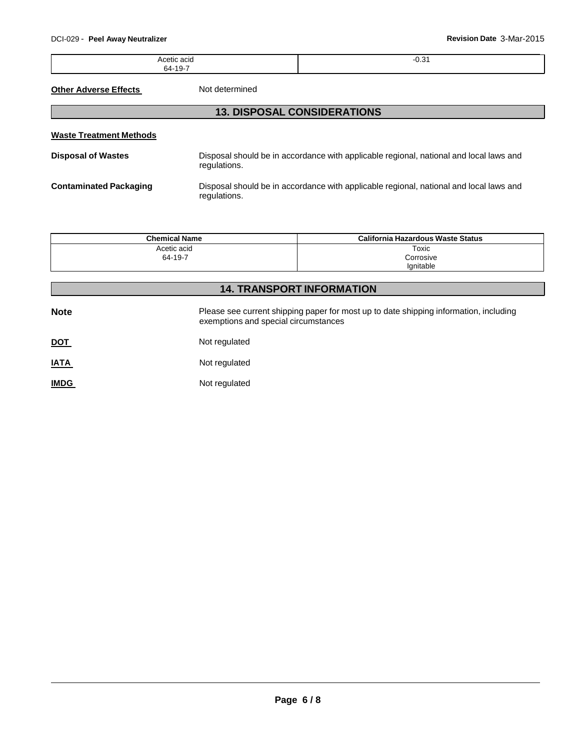| Acetic acid 64-19-7 | -0.31 |
|---|---|

**Other Adverse Effects** Not determined

## 13. DISPOSAL CONSIDERATIONS

**Waste Treatment Methods**

**Disposal of Wastes** Disposal should be in accordance with applicable regional, national and local laws and regulations.

**Contaminated Packaging** Disposal should be in accordance with applicable regional, national and local laws and regulations.

| Chemical Name | California Hazardous Waste Status |
|---|---|
| Acetic acid 64-19-7 | Toxic Corrosive Ignitable |

## 14. TRANSPORT INFORMATION

**Note** Please see current shipping paper for most up to date shipping information, including exemptions and special circumstances

**DOT** Not regulated

**IATA** Not regulated

**IMDG** Not regulated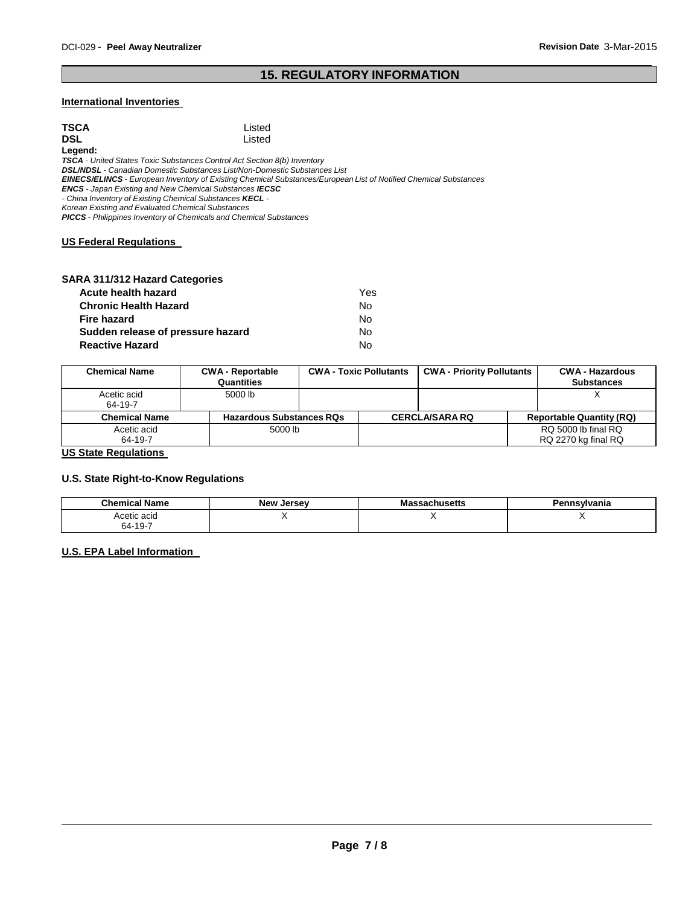## 15. REGULATORY INFORMATION

**International Inventories**

| | |
|---|---|
| **TSCA** | Listed |
| **DSL** | Listed |

**Legend:**

***TSCA*** *- United States Toxic Substances Control Act Section 8(b) Inventory*
***DSL/NDSL*** *- Canadian Domestic Substances List/Non-Domestic Substances List*
***EINECS/ELINCS*** *- European Inventory of Existing Chemical Substances/European List of Notified Chemical Substances*
***ENCS*** *- Japan Existing and New Chemical Substances* ***IECSC***
*- China Inventory of Existing Chemical Substances* ***KECL*** *-*
*Korean Existing and Evaluated Chemical Substances*
***PICCS*** *- Philippines Inventory of Chemicals and Chemical Substances*

**US Federal Regulations**

**SARA 311/312 Hazard Categories**

| | |
|---|---|
| **Acute health hazard** | Yes |
| **Chronic Health Hazard** | No |
| **Fire hazard** | No |
| **Sudden release of pressure hazard** | No |
| **Reactive Hazard** | No |

| Chemical Name | CWA - Reportable Quantities | CWA - Toxic Pollutants | CWA - Priority Pollutants | CWA - Hazardous Substances |
|---|---|---|---|---|
| Acetic acid 64-19-7 | 5000 lb | | | X |

| Chemical Name | Hazardous Substances RQs | CERCLA/SARA RQ | Reportable Quantity (RQ) |
|---|---|---|---|
| Acetic acid 64-19-7 | 5000 lb | | RQ 5000 lb final RQ RQ 2270 kg final RQ |

**US State Regulations**

**U.S. State Right-to-Know Regulations**

| Chemical Name | New Jersey | Massachusetts | Pennsylvania |
|---|---|---|---|
| Acetic acid 64-19-7 | X | X | X |

**U.S. EPA Label Information**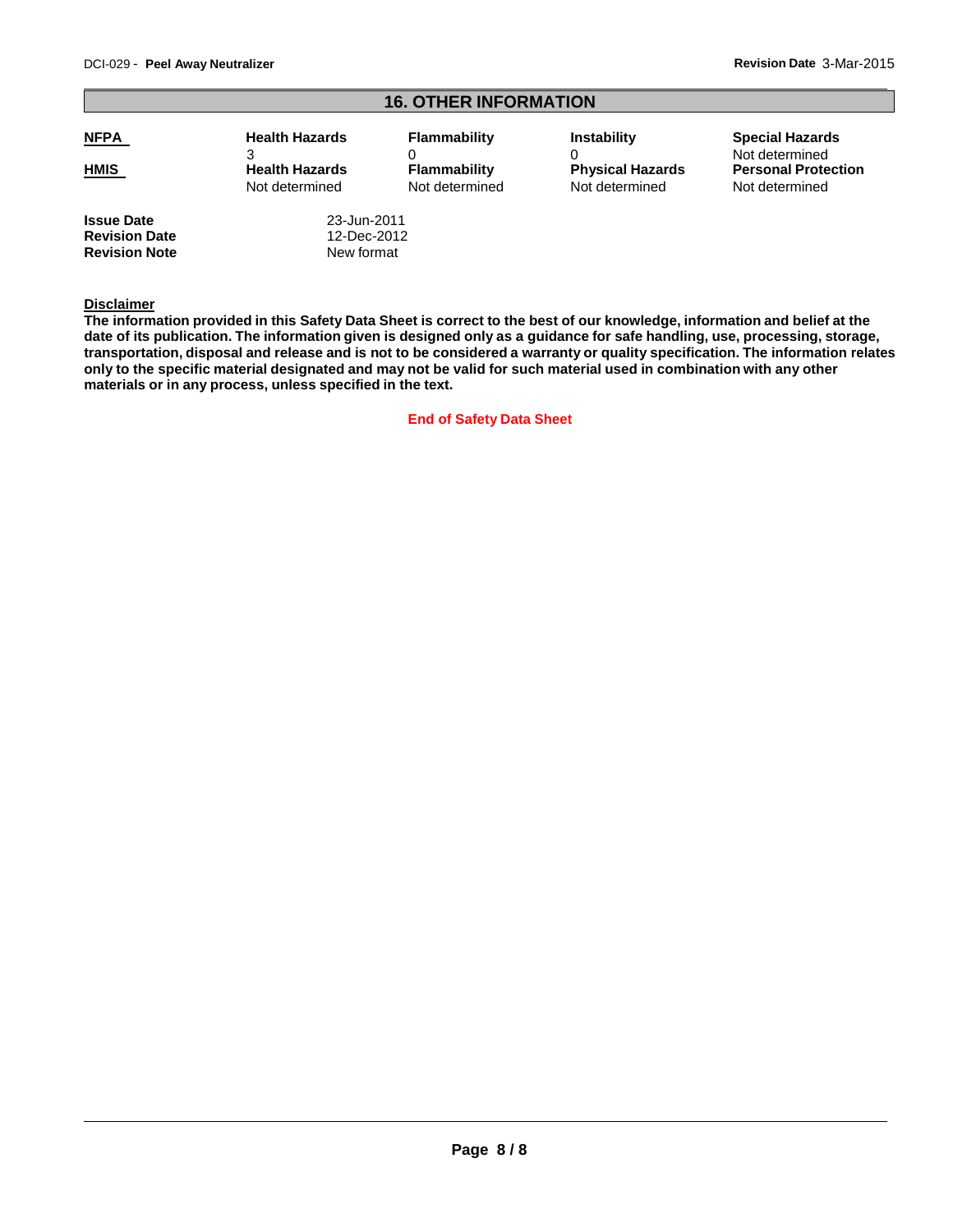## 16. OTHER INFORMATION

| | | | | |
|---|---|---|---|---|
| **NFPA** | **Health Hazards** 3 | **Flammability** 0 | **Instability** 0 | **Special Hazards** Not determined |
| **HMIS** | **Health Hazards** Not determined | **Flammability** Not determined | **Physical Hazards** Not determined | **Personal Protection** Not determined |

**Issue Date** 23-Jun-2011
**Revision Date** 12-Dec-2012
**Revision Note** New format

**Disclaimer**

**The information provided in this Safety Data Sheet is correct to the best of our knowledge, information and belief at the date of its publication. The information given is designed only as a guidance for safe handling, use, processing, storage, transportation, disposal and release and is not to be considered a warranty or quality specification. The information relates only to the specific material designated and may not be valid for such material used in combination with any other materials or in any process, unless specified in the text.**

**End of Safety Data Sheet**